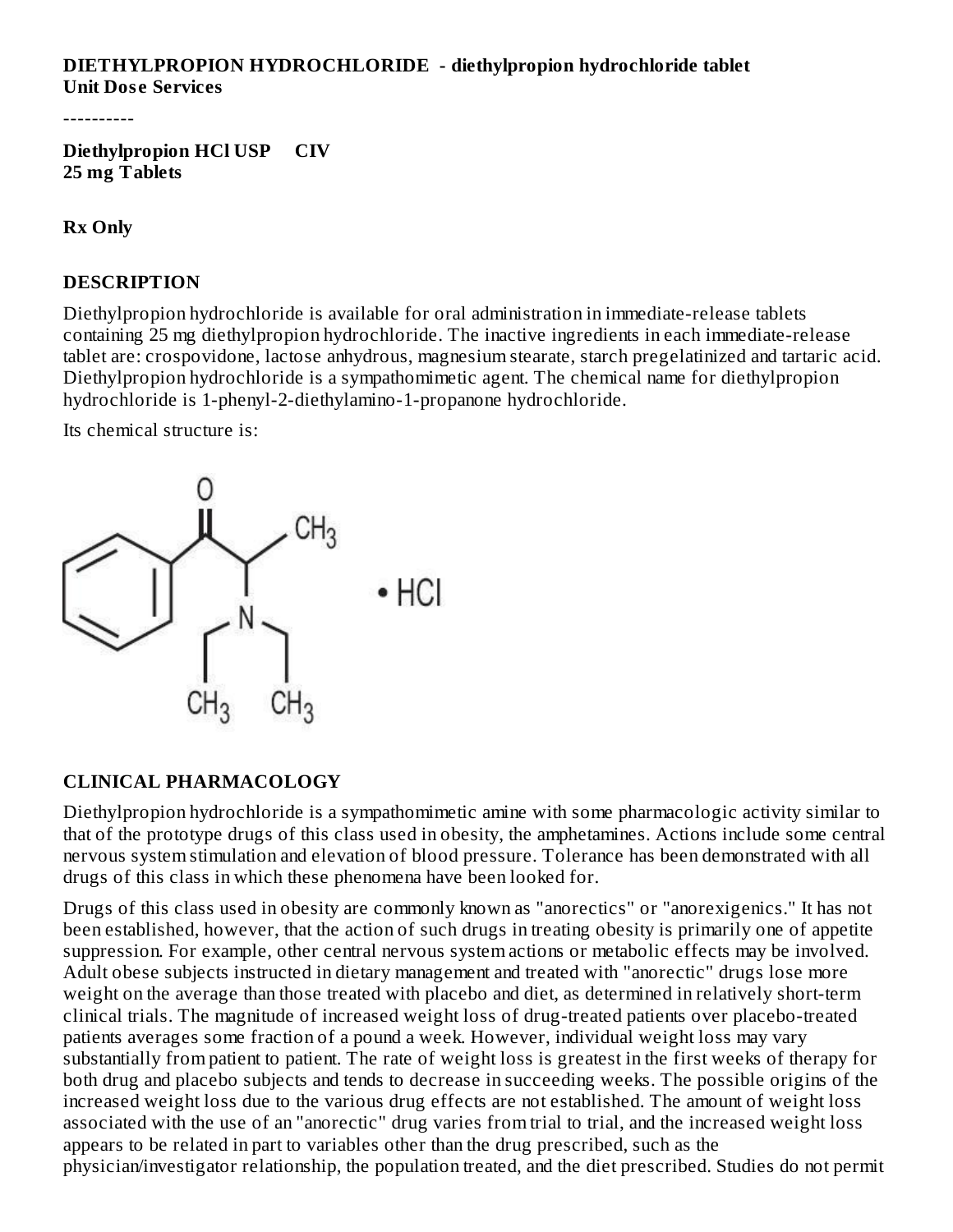**DIETHYLPROPION HYDROCHLORIDE - diethylpropion hydrochloride tablet**
**Unit Dose Services**

----------

**Diethylpropion HCl USP CIV**
**25 mg Tablets**

**Rx Only**

## DESCRIPTION

Diethylpropion hydrochloride is available for oral administration in immediate-release tablets containing 25 mg diethylpropion hydrochloride. The inactive ingredients in each immediate-release tablet are: crospovidone, lactose anhydrous, magnesium stearate, starch pregelatinized and tartaric acid. Diethylpropion hydrochloride is a sympathomimetic agent. The chemical name for diethylpropion hydrochloride is 1-phenyl-2-diethylamino-1-propanone hydrochloride.

Its chemical structure is:

## CLINICAL PHARMACOLOGY

Diethylpropion hydrochloride is a sympathomimetic amine with some pharmacologic activity similar to that of the prototype drugs of this class used in obesity, the amphetamines. Actions include some central nervous system stimulation and elevation of blood pressure. Tolerance has been demonstrated with all drugs of this class in which these phenomena have been looked for.

Drugs of this class used in obesity are commonly known as "anorectics" or "anorexigenics." It has not been established, however, that the action of such drugs in treating obesity is primarily one of appetite suppression. For example, other central nervous system actions or metabolic effects may be involved. Adult obese subjects instructed in dietary management and treated with "anorectic" drugs lose more weight on the average than those treated with placebo and diet, as determined in relatively short-term clinical trials. The magnitude of increased weight loss of drug-treated patients over placebo-treated patients averages some fraction of a pound a week. However, individual weight loss may vary substantially from patient to patient. The rate of weight loss is greatest in the first weeks of therapy for both drug and placebo subjects and tends to decrease in succeeding weeks. The possible origins of the increased weight loss due to the various drug effects are not established. The amount of weight loss associated with the use of an "anorectic" drug varies from trial to trial, and the increased weight loss appears to be related in part to variables other than the drug prescribed, such as the physician/investigator relationship, the population treated, and the diet prescribed. Studies do not permit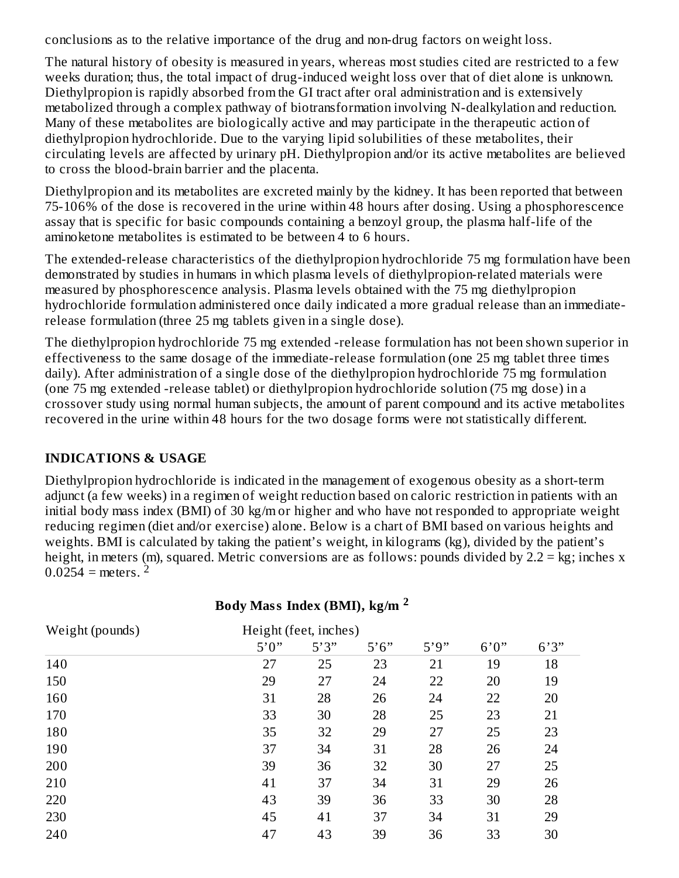conclusions as to the relative importance of the drug and non-drug factors on weight loss.

The natural history of obesity is measured in years, whereas most studies cited are restricted to a few weeks duration; thus, the total impact of drug-induced weight loss over that of diet alone is unknown. Diethylpropion is rapidly absorbed from the GI tract after oral administration and is extensively metabolized through a complex pathway of biotransformation involving N-dealkylation and reduction. Many of these metabolites are biologically active and may participate in the therapeutic action of diethylpropion hydrochloride. Due to the varying lipid solubilities of these metabolites, their circulating levels are affected by urinary pH. Diethylpropion and/or its active metabolites are believed to cross the blood-brain barrier and the placenta.

Diethylpropion and its metabolites are excreted mainly by the kidney. It has been reported that between 75-106% of the dose is recovered in the urine within 48 hours after dosing. Using a phosphorescence assay that is specific for basic compounds containing a benzoyl group, the plasma half-life of the aminoketone metabolites is estimated to be between 4 to 6 hours.

The extended-release characteristics of the diethylpropion hydrochloride 75 mg formulation have been demonstrated by studies in humans in which plasma levels of diethylpropion-related materials were measured by phosphorescence analysis. Plasma levels obtained with the 75 mg diethylpropion hydrochloride formulation administered once daily indicated a more gradual release than an immediate-release formulation (three 25 mg tablets given in a single dose).

The diethylpropion hydrochloride 75 mg extended -release formulation has not been shown superior in effectiveness to the same dosage of the immediate-release formulation (one 25 mg tablet three times daily). After administration of a single dose of the diethylpropion hydrochloride 75 mg formulation (one 75 mg extended -release tablet) or diethylpropion hydrochloride solution (75 mg dose) in a crossover study using normal human subjects, the amount of parent compound and its active metabolites recovered in the urine within 48 hours for the two dosage forms were not statistically different.

## INDICATIONS & USAGE

Diethylpropion hydrochloride is indicated in the management of exogenous obesity as a short-term adjunct (a few weeks) in a regimen of weight reduction based on caloric restriction in patients with an initial body mass index (BMI) of 30 kg/m or higher and who have not responded to appropriate weight reducing regimen (diet and/or exercise) alone. Below is a chart of BMI based on various heights and weights. BMI is calculated by taking the patient's weight, in kilograms (kg), divided by the patient's height, in meters (m), squared. Metric conversions are as follows: pounds divided by 2.2 = kg; inches x 0.0254 = meters. [2]

**Body Mass Index (BMI), kg/m [2]**

| Weight (pounds) | Height (feet, inches) | | | | | |
|---|---|---|---|---|---|---|
| | 5'0" | 5'3" | 5'6" | 5'9" | 6'0" | 6'3" |
| 140 | 27 | 25 | 23 | 21 | 19 | 18 |
| 150 | 29 | 27 | 24 | 22 | 20 | 19 |
| 160 | 31 | 28 | 26 | 24 | 22 | 20 |
| 170 | 33 | 30 | 28 | 25 | 23 | 21 |
| 180 | 35 | 32 | 29 | 27 | 25 | 23 |
| 190 | 37 | 34 | 31 | 28 | 26 | 24 |
| 200 | 39 | 36 | 32 | 30 | 27 | 25 |
| 210 | 41 | 37 | 34 | 31 | 29 | 26 |
| 220 | 43 | 39 | 36 | 33 | 30 | 28 |
| 230 | 45 | 41 | 37 | 34 | 31 | 29 |
| 240 | 47 | 43 | 39 | 36 | 33 | 30 |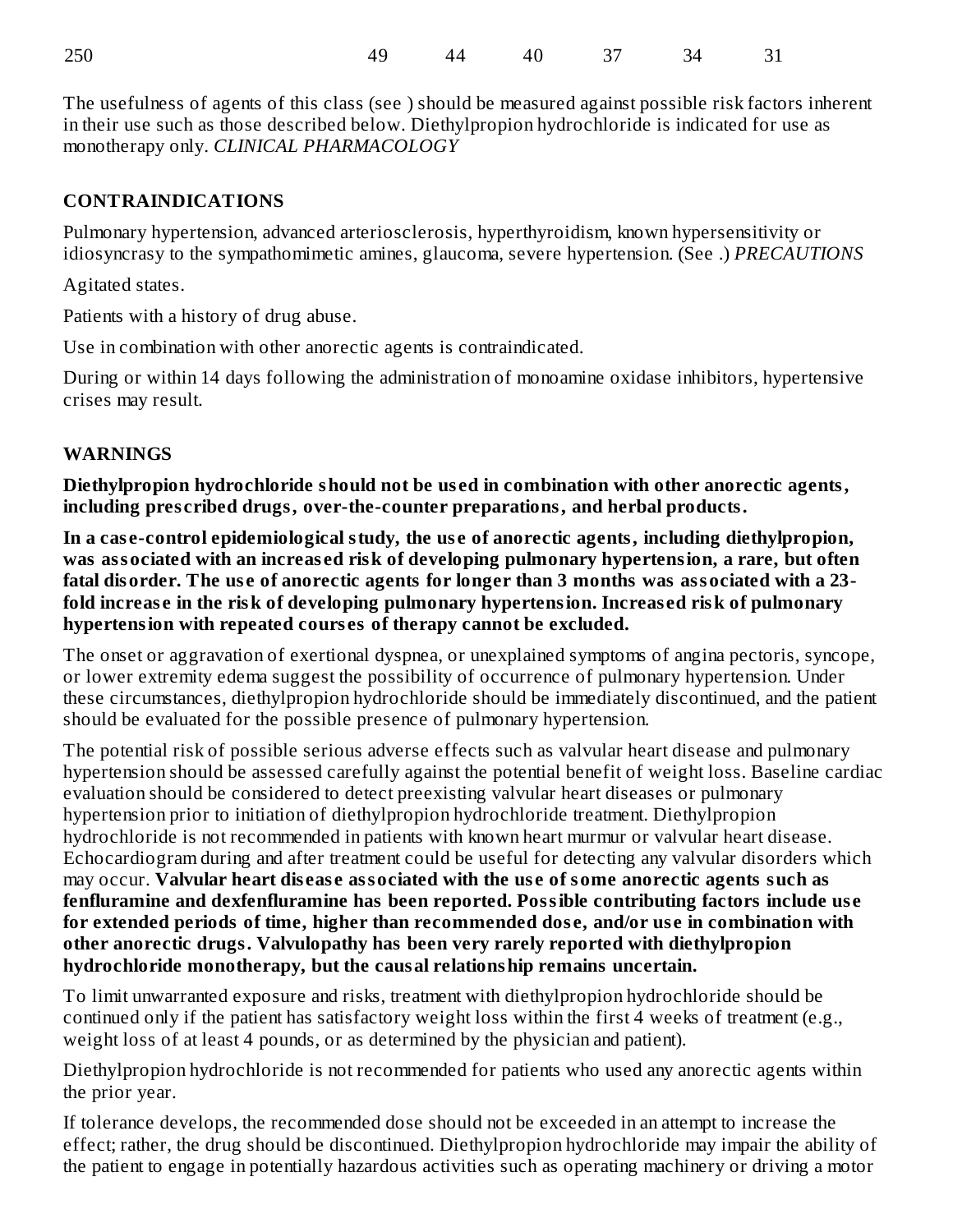| 250 | 49 | 44 | 40 | 37 | 34 | 31 |
|---|---|---|---|---|---|---|

The usefulness of agents of this class (see ) should be measured against possible risk factors inherent in their use such as those described below. Diethylpropion hydrochloride is indicated for use as monotherapy only. *CLINICAL PHARMACOLOGY*

## CONTRAINDICATIONS

Pulmonary hypertension, advanced arteriosclerosis, hyperthyroidism, known hypersensitivity or idiosyncrasy to the sympathomimetic amines, glaucoma, severe hypertension. (See .) *PRECAUTIONS*

Agitated states.

Patients with a history of drug abuse.

Use in combination with other anorectic agents is contraindicated.

During or within 14 days following the administration of monoamine oxidase inhibitors, hypertensive crises may result.

## WARNINGS

**Diethylpropion hydrochloride should not be used in combination with other anorectic agents, including prescribed drugs, over-the-counter preparations, and herbal products.**

**In a case-control epidemiological study, the use of anorectic agents, including diethylpropion, was associated with an increased risk of developing pulmonary hypertension, a rare, but often fatal disorder. The use of anorectic agents for longer than 3 months was associated with a 23-fold increase in the risk of developing pulmonary hypertension. Increased risk of pulmonary hypertension with repeated courses of therapy cannot be excluded.**

The onset or aggravation of exertional dyspnea, or unexplained symptoms of angina pectoris, syncope, or lower extremity edema suggest the possibility of occurrence of pulmonary hypertension. Under these circumstances, diethylpropion hydrochloride should be immediately discontinued, and the patient should be evaluated for the possible presence of pulmonary hypertension.

The potential risk of possible serious adverse effects such as valvular heart disease and pulmonary hypertension should be assessed carefully against the potential benefit of weight loss. Baseline cardiac evaluation should be considered to detect preexisting valvular heart diseases or pulmonary hypertension prior to initiation of diethylpropion hydrochloride treatment. Diethylpropion hydrochloride is not recommended in patients with known heart murmur or valvular heart disease. Echocardiogram during and after treatment could be useful for detecting any valvular disorders which may occur. **Valvular heart disease associated with the use of some anorectic agents such as fenfluramine and dexfenfluramine has been reported. Possible contributing factors include use for extended periods of time, higher than recommended dose, and/or use in combination with other anorectic drugs. Valvulopathy has been very rarely reported with diethylpropion hydrochloride monotherapy, but the causal relationship remains uncertain.**

To limit unwarranted exposure and risks, treatment with diethylpropion hydrochloride should be continued only if the patient has satisfactory weight loss within the first 4 weeks of treatment (e.g., weight loss of at least 4 pounds, or as determined by the physician and patient).

Diethylpropion hydrochloride is not recommended for patients who used any anorectic agents within the prior year.

If tolerance develops, the recommended dose should not be exceeded in an attempt to increase the effect; rather, the drug should be discontinued. Diethylpropion hydrochloride may impair the ability of the patient to engage in potentially hazardous activities such as operating machinery or driving a motor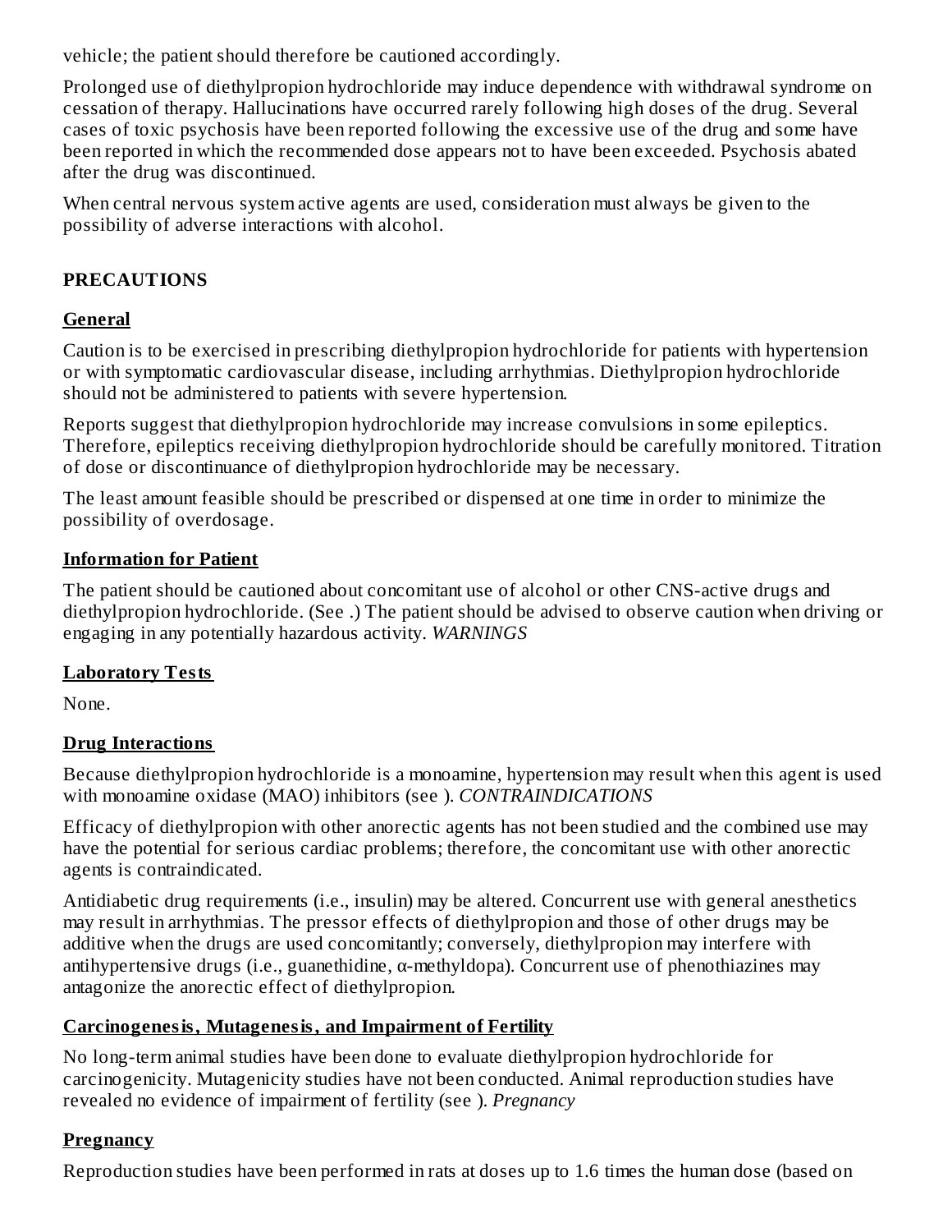vehicle; the patient should therefore be cautioned accordingly.

Prolonged use of diethylpropion hydrochloride may induce dependence with withdrawal syndrome on cessation of therapy. Hallucinations have occurred rarely following high doses of the drug. Several cases of toxic psychosis have been reported following the excessive use of the drug and some have been reported in which the recommended dose appears not to have been exceeded. Psychosis abated after the drug was discontinued.

When central nervous system active agents are used, consideration must always be given to the possibility of adverse interactions with alcohol.

## PRECAUTIONS

### General

Caution is to be exercised in prescribing diethylpropion hydrochloride for patients with hypertension or with symptomatic cardiovascular disease, including arrhythmias. Diethylpropion hydrochloride should not be administered to patients with severe hypertension.

Reports suggest that diethylpropion hydrochloride may increase convulsions in some epileptics. Therefore, epileptics receiving diethylpropion hydrochloride should be carefully monitored. Titration of dose or discontinuance of diethylpropion hydrochloride may be necessary.

The least amount feasible should be prescribed or dispensed at one time in order to minimize the possibility of overdosage.

### Information for Patient

The patient should be cautioned about concomitant use of alcohol or other CNS-active drugs and diethylpropion hydrochloride. (See .) The patient should be advised to observe caution when driving or engaging in any potentially hazardous activity. *WARNINGS*

### Laboratory Tests

None.

### Drug Interactions

Because diethylpropion hydrochloride is a monoamine, hypertension may result when this agent is used with monoamine oxidase (MAO) inhibitors (see ). *CONTRAINDICATIONS*

Efficacy of diethylpropion with other anorectic agents has not been studied and the combined use may have the potential for serious cardiac problems; therefore, the concomitant use with other anorectic agents is contraindicated.

Antidiabetic drug requirements (i.e., insulin) may be altered. Concurrent use with general anesthetics may result in arrhythmias. The pressor effects of diethylpropion and those of other drugs may be additive when the drugs are used concomitantly; conversely, diethylpropion may interfere with antihypertensive drugs (i.e., guanethidine, α-methyldopa). Concurrent use of phenothiazines may antagonize the anorectic effect of diethylpropion.

### Carcinogenesis, Mutagenesis, and Impairment of Fertility

No long-term animal studies have been done to evaluate diethylpropion hydrochloride for carcinogenicity. Mutagenicity studies have not been conducted. Animal reproduction studies have revealed no evidence of impairment of fertility (see ). *Pregnancy*

### Pregnancy

Reproduction studies have been performed in rats at doses up to 1.6 times the human dose (based on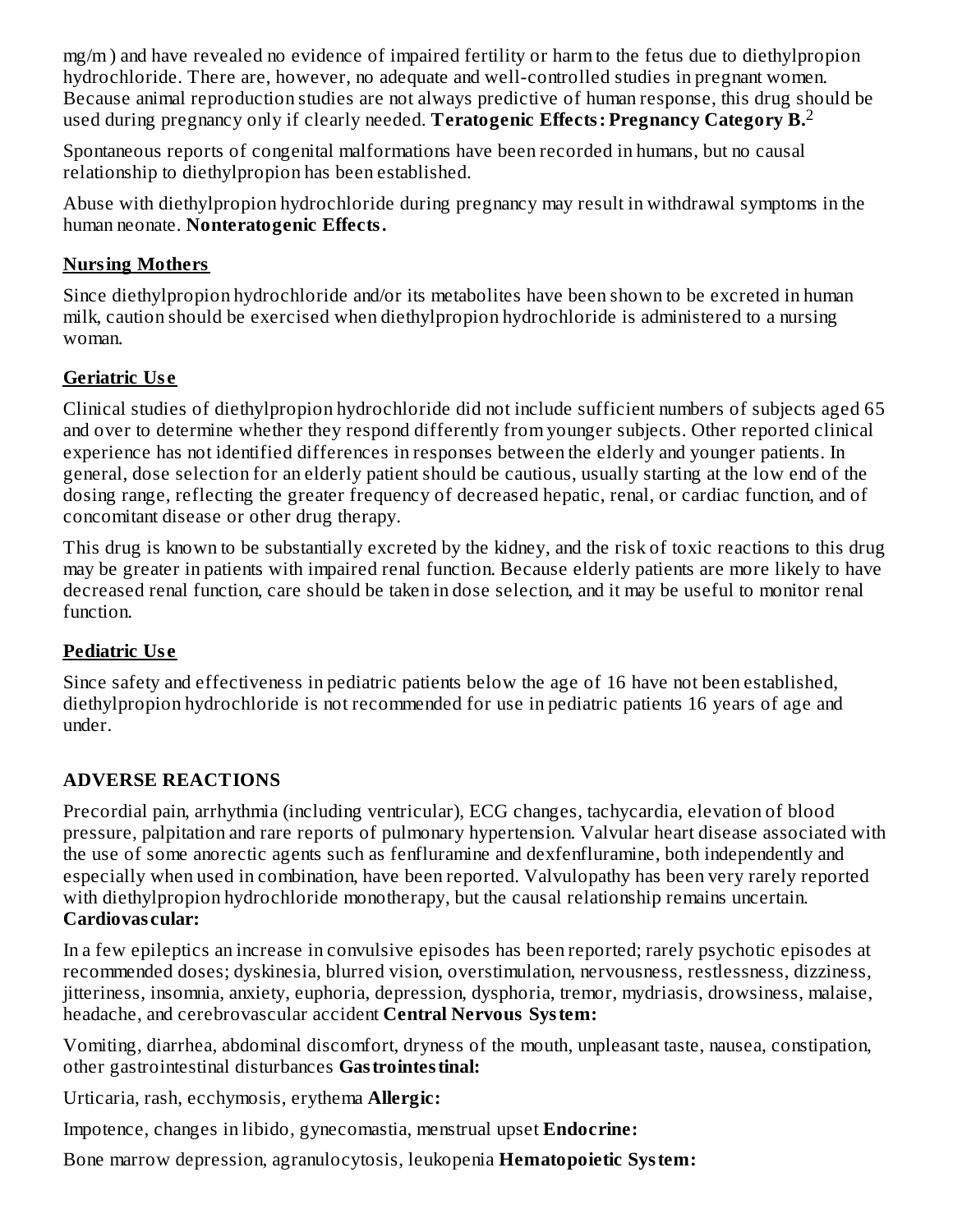mg/m ) and have revealed no evidence of impaired fertility or harm to the fetus due to diethylpropion hydrochloride. There are, however, no adequate and well-controlled studies in pregnant women. Because animal reproduction studies are not always predictive of human response, this drug should be used during pregnancy only if clearly needed. **Teratogenic Effects: Pregnancy Category B.**[2]

Spontaneous reports of congenital malformations have been recorded in humans, but no causal relationship to diethylpropion has been established.

Abuse with diethylpropion hydrochloride during pregnancy may result in withdrawal symptoms in the human neonate. **Nonteratogenic Effects.**

## Nursing Mothers

Since diethylpropion hydrochloride and/or its metabolites have been shown to be excreted in human milk, caution should be exercised when diethylpropion hydrochloride is administered to a nursing woman.

## Geriatric Use

Clinical studies of diethylpropion hydrochloride did not include sufficient numbers of subjects aged 65 and over to determine whether they respond differently from younger subjects. Other reported clinical experience has not identified differences in responses between the elderly and younger patients. In general, dose selection for an elderly patient should be cautious, usually starting at the low end of the dosing range, reflecting the greater frequency of decreased hepatic, renal, or cardiac function, and of concomitant disease or other drug therapy.

This drug is known to be substantially excreted by the kidney, and the risk of toxic reactions to this drug may be greater in patients with impaired renal function. Because elderly patients are more likely to have decreased renal function, care should be taken in dose selection, and it may be useful to monitor renal function.

## Pediatric Use

Since safety and effectiveness in pediatric patients below the age of 16 have not been established, diethylpropion hydrochloride is not recommended for use in pediatric patients 16 years of age and under.

# ADVERSE REACTIONS

Precordial pain, arrhythmia (including ventricular), ECG changes, tachycardia, elevation of blood pressure, palpitation and rare reports of pulmonary hypertension. Valvular heart disease associated with the use of some anorectic agents such as fenfluramine and dexfenfluramine, both independently and especially when used in combination, have been reported. Valvulopathy has been very rarely reported with diethylpropion hydrochloride monotherapy, but the causal relationship remains uncertain. **Cardiovascular:**

In a few epileptics an increase in convulsive episodes has been reported; rarely psychotic episodes at recommended doses; dyskinesia, blurred vision, overstimulation, nervousness, restlessness, dizziness, jitteriness, insomnia, anxiety, euphoria, depression, dysphoria, tremor, mydriasis, drowsiness, malaise, headache, and cerebrovascular accident **Central Nervous System:**

Vomiting, diarrhea, abdominal discomfort, dryness of the mouth, unpleasant taste, nausea, constipation, other gastrointestinal disturbances **Gastrointestinal:**

Urticaria, rash, ecchymosis, erythema **Allergic:**

Impotence, changes in libido, gynecomastia, menstrual upset **Endocrine:**

Bone marrow depression, agranulocytosis, leukopenia **Hematopoietic System:**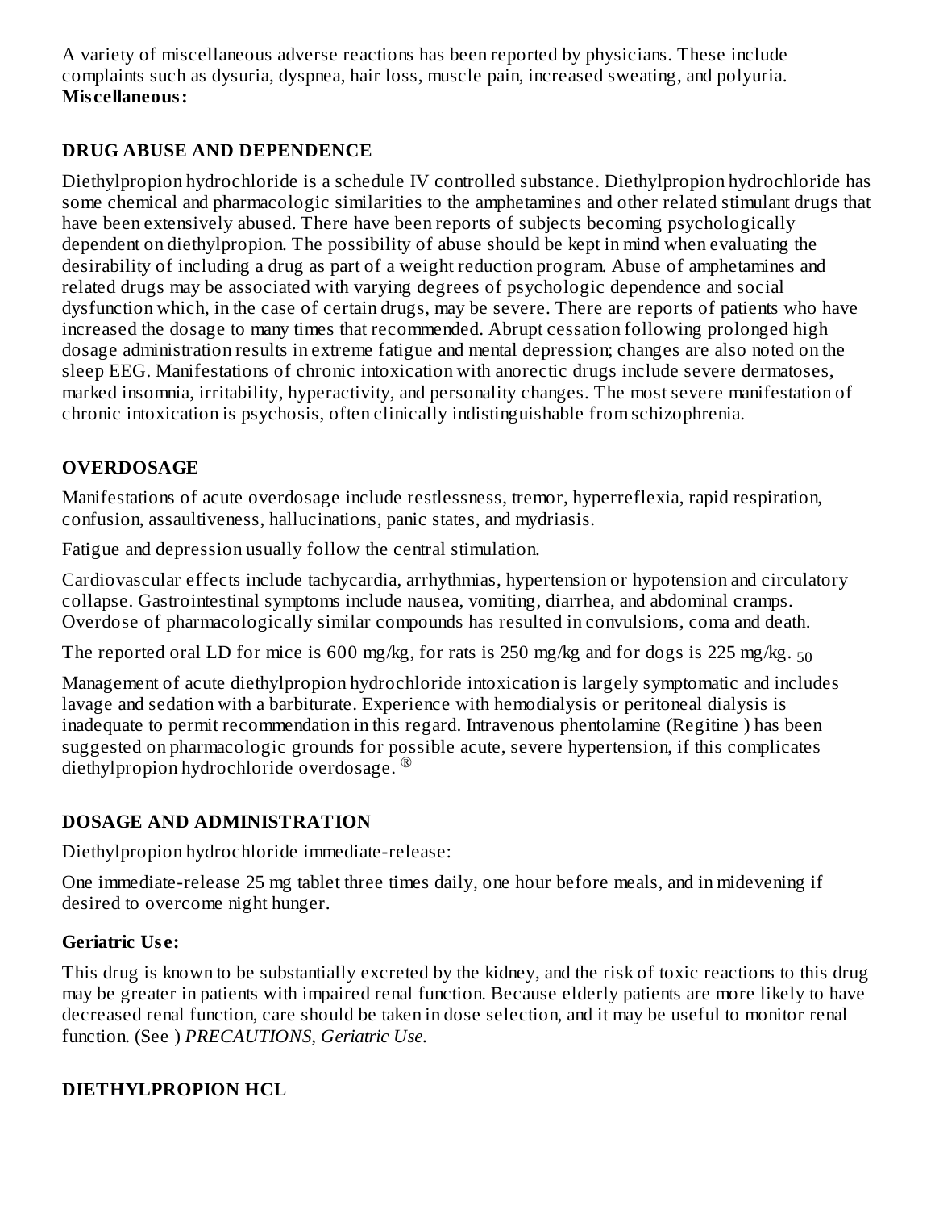A variety of miscellaneous adverse reactions has been reported by physicians. These include complaints such as dysuria, dyspnea, hair loss, muscle pain, increased sweating, and polyuria.
**Miscellaneous:**

## DRUG ABUSE AND DEPENDENCE

Diethylpropion hydrochloride is a schedule IV controlled substance. Diethylpropion hydrochloride has some chemical and pharmacologic similarities to the amphetamines and other related stimulant drugs that have been extensively abused. There have been reports of subjects becoming psychologically dependent on diethylpropion. The possibility of abuse should be kept in mind when evaluating the desirability of including a drug as part of a weight reduction program. Abuse of amphetamines and related drugs may be associated with varying degrees of psychologic dependence and social dysfunction which, in the case of certain drugs, may be severe. There are reports of patients who have increased the dosage to many times that recommended. Abrupt cessation following prolonged high dosage administration results in extreme fatigue and mental depression; changes are also noted on the sleep EEG. Manifestations of chronic intoxication with anorectic drugs include severe dermatoses, marked insomnia, irritability, hyperactivity, and personality changes. The most severe manifestation of chronic intoxication is psychosis, often clinically indistinguishable from schizophrenia.

## OVERDOSAGE

Manifestations of acute overdosage include restlessness, tremor, hyperreflexia, rapid respiration, confusion, assaultiveness, hallucinations, panic states, and mydriasis.

Fatigue and depression usually follow the central stimulation.

Cardiovascular effects include tachycardia, arrhythmias, hypertension or hypotension and circulatory collapse. Gastrointestinal symptoms include nausea, vomiting, diarrhea, and abdominal cramps. Overdose of pharmacologically similar compounds has resulted in convulsions, coma and death.

The reported oral LD for mice is 600 mg/kg, for rats is 250 mg/kg and for dogs is 225 mg/kg. $_{50}$

Management of acute diethylpropion hydrochloride intoxication is largely symptomatic and includes lavage and sedation with a barbiturate. Experience with hemodialysis or peritoneal dialysis is inadequate to permit recommendation in this regard. Intravenous phentolamine (Regitine ) has been suggested on pharmacologic grounds for possible acute, severe hypertension, if this complicates diethylpropion hydrochloride overdosage. ®

## DOSAGE AND ADMINISTRATION

Diethylpropion hydrochloride immediate-release:

One immediate-release 25 mg tablet three times daily, one hour before meals, and in midevening if desired to overcome night hunger.

**Geriatric Use:**

This drug is known to be substantially excreted by the kidney, and the risk of toxic reactions to this drug may be greater in patients with impaired renal function. Because elderly patients are more likely to have decreased renal function, care should be taken in dose selection, and it may be useful to monitor renal function. (See ) *PRECAUTIONS, Geriatric Use.*

## DIETHYLPROPION HCL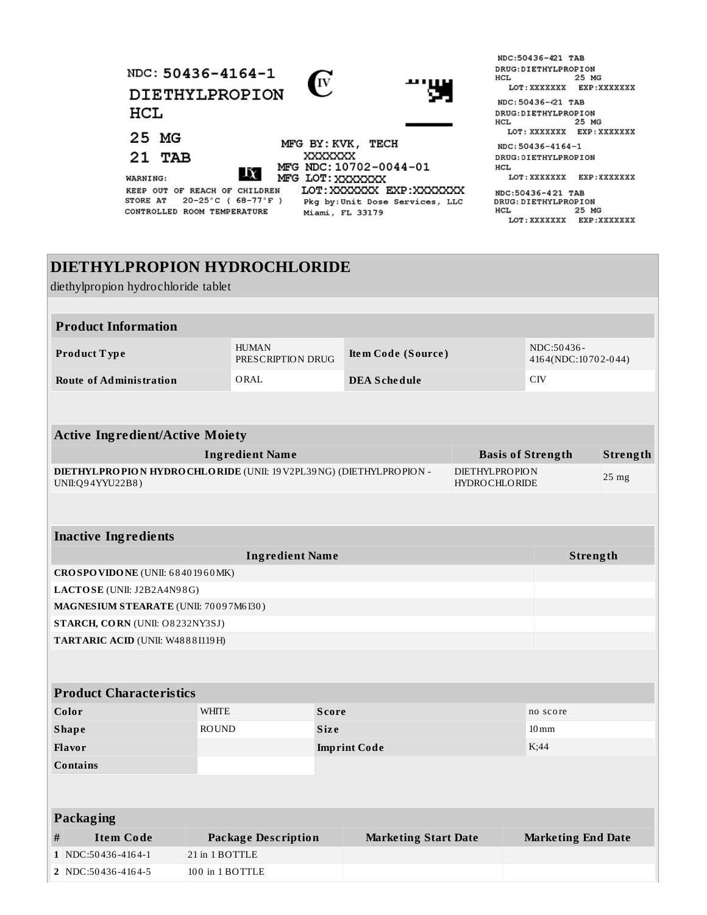NDC: 50436-4164-1

DIETHYLPROPION HCL

CIV

25 MG

21 TAB

WARNING:

KEEP OUT OF REACH OF CHILDREN

STORE AT 20-25°C ( 68-77°F )

CONTROLLED ROOM TEMPERATURE

MFG BY:KVK, TECH

XXXXXXX

MFG NDC:10702-0044-01

MFG LOT:XXXXXXX

LOT:XXXXXXX EXP:XXXXXXX

Pkg by:Unit Dose Services, LLC

Miami, FL 33179

NDC:50436-421 TAB
DRUG:DIETHYLPROPION
HCL 25 MG
LOT:XXXXXXX EXP:XXXXXXX

NDC:50436-421 TAB
DRUG:DIETHYLPROPION
HCL 25 MG
LOT:XXXXXXX EXP:XXXXXXX

NDC:50436-4164-1
DRUG:DIETHYLPROPION
HCL
LOT:XXXXXXX EXP:XXXXXXX

NDC:50436-421 TAB
DRUG:DIETHYLPROPION
HCL 25 MG
LOT:XXXXXXX EXP:XXXXXXX

# DIETHYLPROPION HYDROCHLORIDE

diethylpropion hydrochloride tablet

| Product Information | | | |
|---|---|---|---|
| **Product Type** | HUMAN PRESCRIPTION DRUG | **Item Code (Source)** | NDC:50436-4164(NDC:10702-044) |
| **Route of Administration** | ORAL | **DEA Schedule** | CIV |

| Active Ingredient/Active Moiety | | |
|---|---|---|
| **Ingredient Name** | **Basis of Strength** | **Strength** |
| **DIETHYLPROPION HYDROCHLORIDE** (UNII: 19V2PL39NG) (DIETHYLPROPION - UNII:Q94YYU22B8) | DIETHYLPROPION HYDROCHLORIDE | 25 mg |

| Inactive Ingredients | |
|---|---|
| **Ingredient Name** | **Strength** |
| **CROSPOVIDONE** (UNII: 68401960MK) | |
| **LACTOSE** (UNII: J2B2A4N98G) | |
| **MAGNESIUM STEARATE** (UNII: 70097M6I30) | |
| **STARCH, CORN** (UNII: O8232NY3SJ) | |
| **TARTARIC ACID** (UNII: W4888I119H) | |

| Product Characteristics | | | |
|---|---|---|---|
| **Color** | WHITE | **Score** | no score |
| **Shape** | ROUND | **Size** | 10mm |
| **Flavor** | | **Imprint Code** | K;44 |
| **Contains** | | | |

| Packaging | | | | |
|---|---|---|---|---|
| **#** | **Item Code** | **Package Description** | **Marketing Start Date** | **Marketing End Date** |
| 1 | NDC:50436-4164-1 | 21 in 1 BOTTLE | | |
| 2 | NDC:50436-4164-5 | 100 in 1 BOTTLE | | |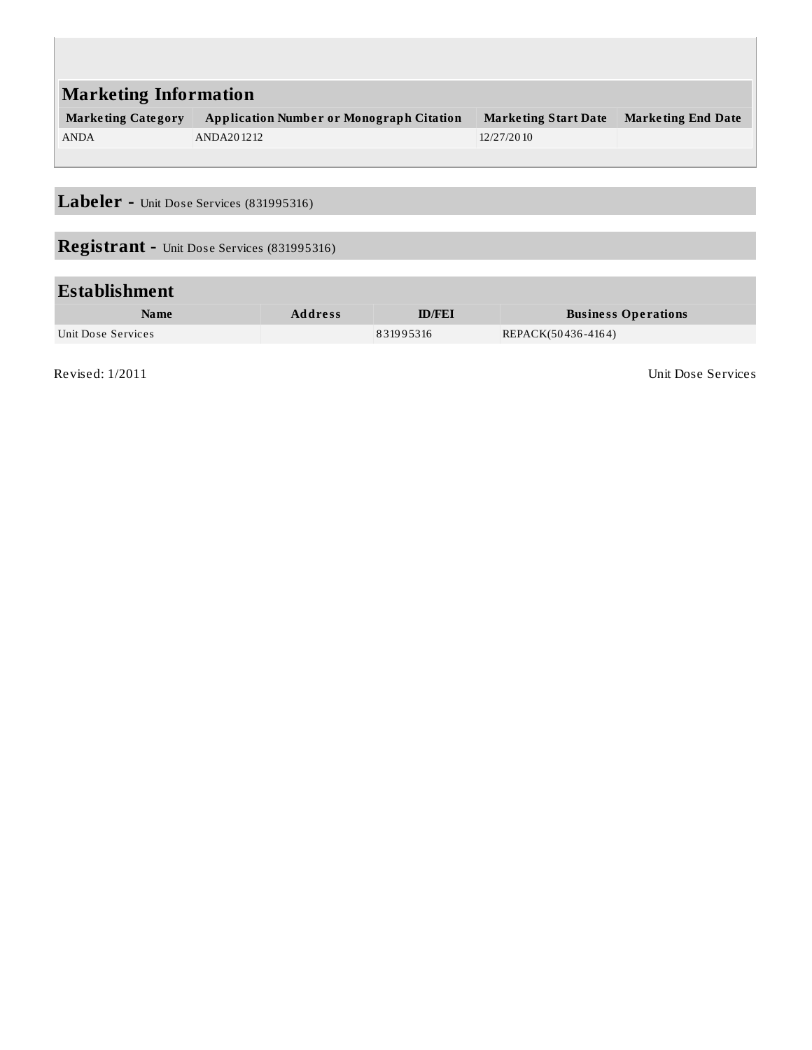## Marketing Information

| Marketing Category | Application Number or Monograph Citation | Marketing Start Date | Marketing End Date |
| --- | --- | --- | --- |
| ANDA | ANDA201212 | 12/27/2010 | |

## Labeler - Unit Dose Services (831995316)

## Registrant - Unit Dose Services (831995316)

## Establishment

| Name | Address | ID/FEI | Business Operations |
| --- | --- | --- | --- |
| Unit Dose Services | | 831995316 | REPACK(50436-4164) |

Revised: 1/2011

Unit Dose Services